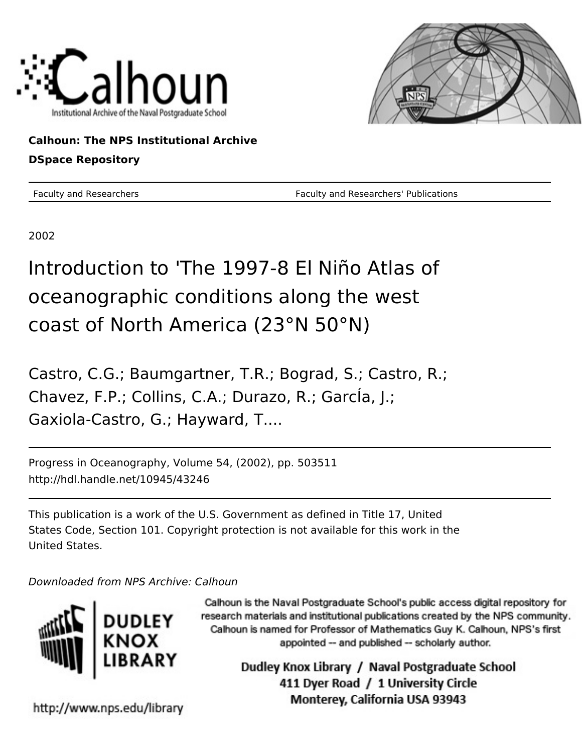Calhoun: The NPS Institutional Archive

DSpace Repository

Faculty and Researchers | Faculty and Researchers' Publications

2002

# Introduction to 'The 1997-8 El Niño Atlas of oceanographic conditions along the west coast of North America (23°N 50°N)

Castro, C.G.; Baumgartner, T.R.; Bograd, S.; Castro, R.; Chavez, F.P.; Collins, C.A.; Durazo, R.; GarcÍa, J.; Gaxiola-Castro, G.; Hayward, T....

Progress in Oceanography, Volume 54, (2002), pp. 503511
http://hdl.handle.net/10945/43246

This publication is a work of the U.S. Government as defined in Title 17, United States Code, Section 101. Copyright protection is not available for this work in the United States.

*Downloaded from NPS Archive: Calhoun*

Calhoun is the Naval Postgraduate School's public access digital repository for research materials and institutional publications created by the NPS community. Calhoun is named for Professor of Mathematics Guy K. Calhoun, NPS's first appointed -- and published -- scholarly author.

Dudley Knox Library / Naval Postgraduate School
411 Dyer Road / 1 University Circle
Monterey, California USA 93943

http://www.nps.edu/library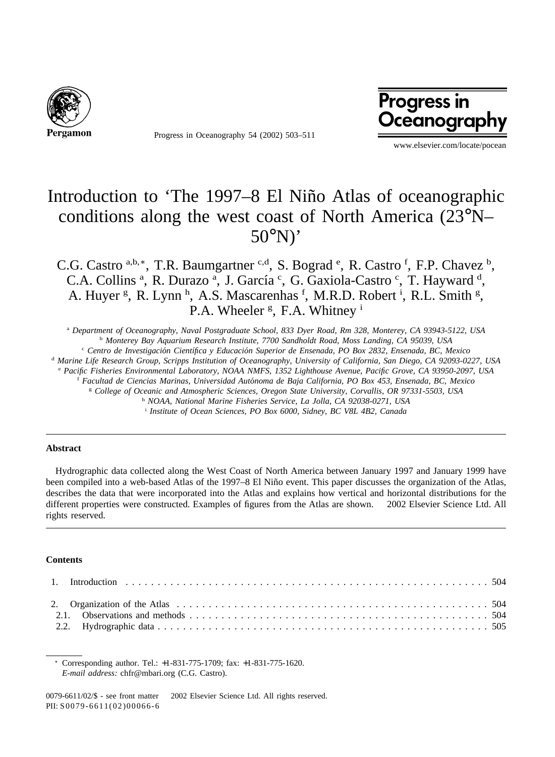# Introduction to 'The 1997–8 El Niño Atlas of oceanographic conditions along the west coast of North America (23°N–50°N)'

C.G. Castro [a,b,*], T.R. Baumgartner [c,d], S. Bograd [e], R. Castro [f], F.P. Chavez [b], C.A. Collins [a], R. Durazo [a], J. García [c], G. Gaxiola-Castro [c], T. Hayward [d], A. Huyer [g], R. Lynn [h], A.S. Mascarenhas [f], M.R.D. Robert [i], R.L. Smith [g], P.A. Wheeler [g], F.A. Whitney [i]

[a] *Department of Oceanography, Naval Postgraduate School, 833 Dyer Road, Rm 328, Monterey, CA 93943-5122, USA*
[b] *Monterey Bay Aquarium Research Institute, 7700 Sandholdt Road, Moss Landing, CA 95039, USA*
[c] *Centro de Investigación Científica y Educación Superior de Ensenada, PO Box 2832, Ensenada, BC, Mexico*
[d] *Marine Life Research Group, Scripps Institution of Oceanography, University of California, San Diego, CA 92093-0227, USA*
[e] *Pacific Fisheries Environmental Laboratory, NOAA NMFS, 1352 Lighthouse Avenue, Pacific Grove, CA 93950-2097, USA*
[f] *Facultad de Ciencias Marinas, Universidad Autónoma de Baja California, PO Box 453, Ensenada, BC, Mexico*
[g] *College of Oceanic and Atmospheric Sciences, Oregon State University, Corvallis, OR 97331-5503, USA*
[h] *NOAA, National Marine Fisheries Service, La Jolla, CA 92038-0271, USA*
[i] *Institute of Ocean Sciences, PO Box 6000, Sidney, BC V8L 4B2, Canada*

---

### Abstract

Hydrographic data collected along the West Coast of North America between January 1997 and January 1999 have been compiled into a web-based Atlas of the 1997–8 El Niño event. This paper discusses the organization of the Atlas, describes the data that were incorporated into the Atlas and explains how vertical and horizontal distributions for the different properties were constructed. Examples of figures from the Atlas are shown. © 2002 Elsevier Science Ltd. All rights reserved.

---

### Contents

1. Introduction . . . . . . . . . . 504

2. Organization of the Atlas . . . . . . . . . . 504
2.1. Observations and methods . . . . . . . . . . 504
2.2. Hydrographic data . . . . . . . . . . 505

---

* Corresponding author. Tel.: +1-831-775-1709; fax: +1-831-775-1620.
*E-mail address:* chfr@mbari.org (C.G. Castro).

0079-6611/02/$ - see front matter © 2002 Elsevier Science Ltd. All rights reserved.
PII: S0079-6611(02)00066-6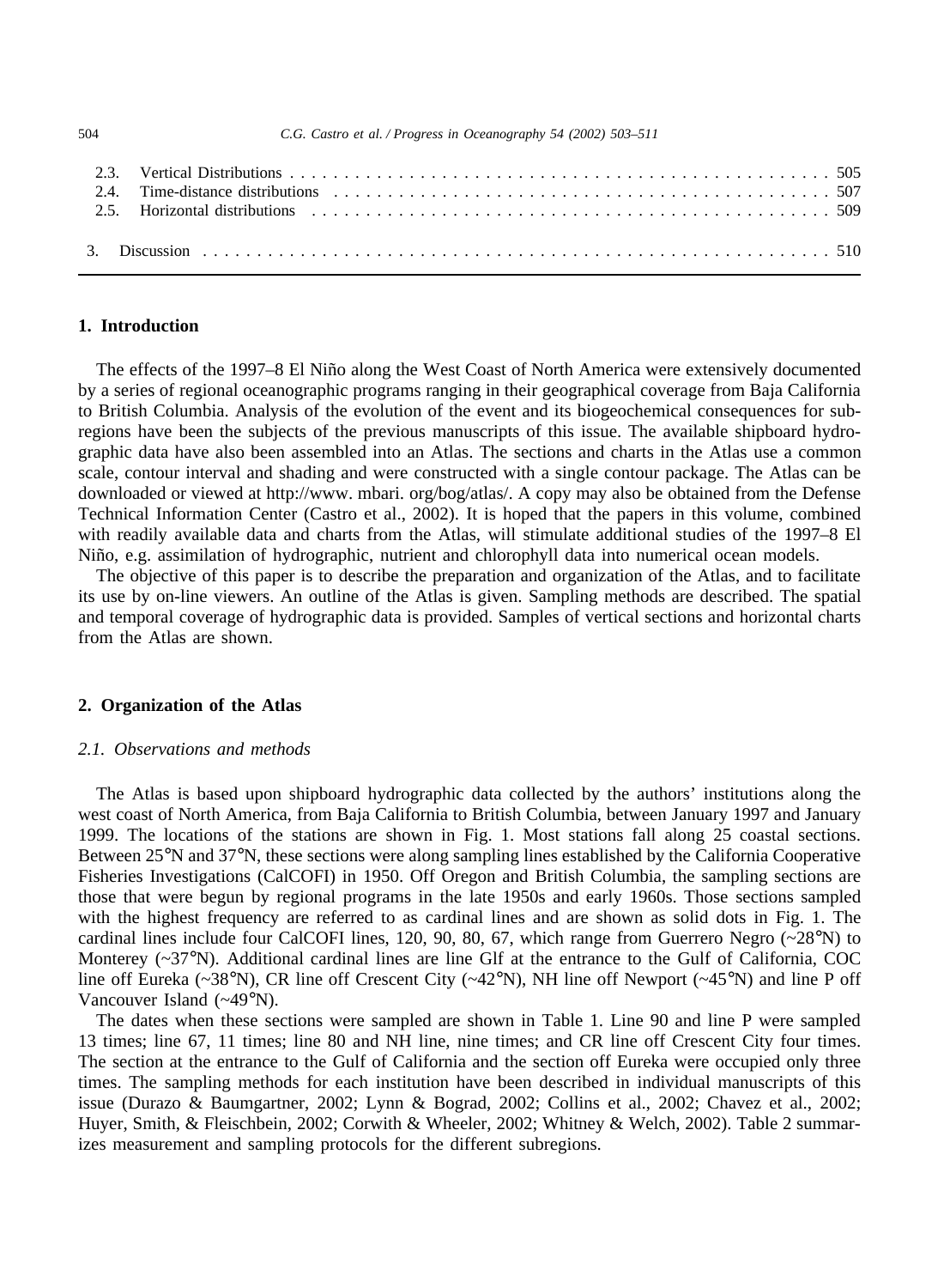2.3. Vertical Distributions . . . . . . . . . . . . . . . . . . . . . . . . . . . . . . . . . . . . . . . . . . . . . . . . . . . . . 505
2.4. Time-distance distributions . . . . . . . . . . . . . . . . . . . . . . . . . . . . . . . . . . . . . . . . . . . . . . . . . . . 507
2.5. Horizontal distributions . . . . . . . . . . . . . . . . . . . . . . . . . . . . . . . . . . . . . . . . . . . . . . . . . . . . . 509

3. Discussion . . . . . . . . . . . . . . . . . . . . . . . . . . . . . . . . . . . . . . . . . . . . . . . . . . . . . . . . . . . . 510

## 1. Introduction

The effects of the 1997–8 El Niño along the West Coast of North America were extensively documented by a series of regional oceanographic programs ranging in their geographical coverage from Baja California to British Columbia. Analysis of the evolution of the event and its biogeochemical consequences for subregions have been the subjects of the previous manuscripts of this issue. The available shipboard hydrographic data have also been assembled into an Atlas. The sections and charts in the Atlas use a common scale, contour interval and shading and were constructed with a single contour package. The Atlas can be downloaded or viewed at http://www. mbari. org/bog/atlas/. A copy may also be obtained from the Defense Technical Information Center (Castro et al., 2002). It is hoped that the papers in this volume, combined with readily available data and charts from the Atlas, will stimulate additional studies of the 1997–8 El Niño, e.g. assimilation of hydrographic, nutrient and chlorophyll data into numerical ocean models.

The objective of this paper is to describe the preparation and organization of the Atlas, and to facilitate its use by on-line viewers. An outline of the Atlas is given. Sampling methods are described. The spatial and temporal coverage of hydrographic data is provided. Samples of vertical sections and horizontal charts from the Atlas are shown.

## 2. Organization of the Atlas

### *2.1. Observations and methods*

The Atlas is based upon shipboard hydrographic data collected by the authors' institutions along the west coast of North America, from Baja California to British Columbia, between January 1997 and January 1999. The locations of the stations are shown in Fig. 1. Most stations fall along 25 coastal sections. Between 25°N and 37°N, these sections were along sampling lines established by the California Cooperative Fisheries Investigations (CalCOFI) in 1950. Off Oregon and British Columbia, the sampling sections are those that were begun by regional programs in the late 1950s and early 1960s. Those sections sampled with the highest frequency are referred to as cardinal lines and are shown as solid dots in Fig. 1. The cardinal lines include four CalCOFI lines, 120, 90, 80, 67, which range from Guerrero Negro (~28°N) to Monterey (~37°N). Additional cardinal lines are line Glf at the entrance to the Gulf of California, COC line off Eureka (~38°N), CR line off Crescent City (~42°N), NH line off Newport (~45°N) and line P off Vancouver Island (~49°N).

The dates when these sections were sampled are shown in Table 1. Line 90 and line P were sampled 13 times; line 67, 11 times; line 80 and NH line, nine times; and CR line off Crescent City four times. The section at the entrance to the Gulf of California and the section off Eureka were occupied only three times. The sampling methods for each institution have been described in individual manuscripts of this issue (Durazo & Baumgartner, 2002; Lynn & Bograd, 2002; Collins et al., 2002; Chavez et al., 2002; Huyer, Smith, & Fleischbein, 2002; Corwith & Wheeler, 2002; Whitney & Welch, 2002). Table 2 summarizes measurement and sampling protocols for the different subregions.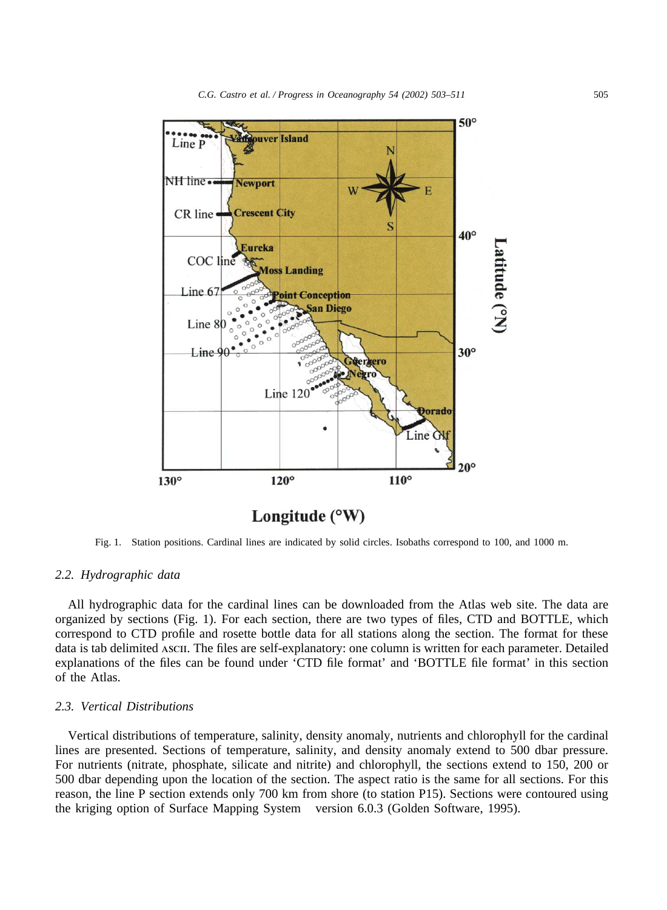Fig. 1. Station positions. Cardinal lines are indicated by solid circles. Isobaths correspond to 100, and 1000 m.

### 2.2. Hydrographic data

All hydrographic data for the cardinal lines can be downloaded from the Atlas web site. The data are organized by sections (Fig. 1). For each section, there are two types of files, CTD and BOTTLE, which correspond to CTD profile and rosette bottle data for all stations along the section. The format for these data is tab delimited ASCII. The files are self-explanatory: one column is written for each parameter. Detailed explanations of the files can be found under 'CTD file format' and 'BOTTLE file format' in this section of the Atlas.

### 2.3. Vertical Distributions

Vertical distributions of temperature, salinity, density anomaly, nutrients and chlorophyll for the cardinal lines are presented. Sections of temperature, salinity, and density anomaly extend to 500 dbar pressure. For nutrients (nitrate, phosphate, silicate and nitrite) and chlorophyll, the sections extend to 150, 200 or 500 dbar depending upon the location of the section. The aspect ratio is the same for all sections. For this reason, the line P section extends only 700 km from shore (to station P15). Sections were contoured using the kriging option of Surface Mapping System version 6.0.3 (Golden Software, 1995).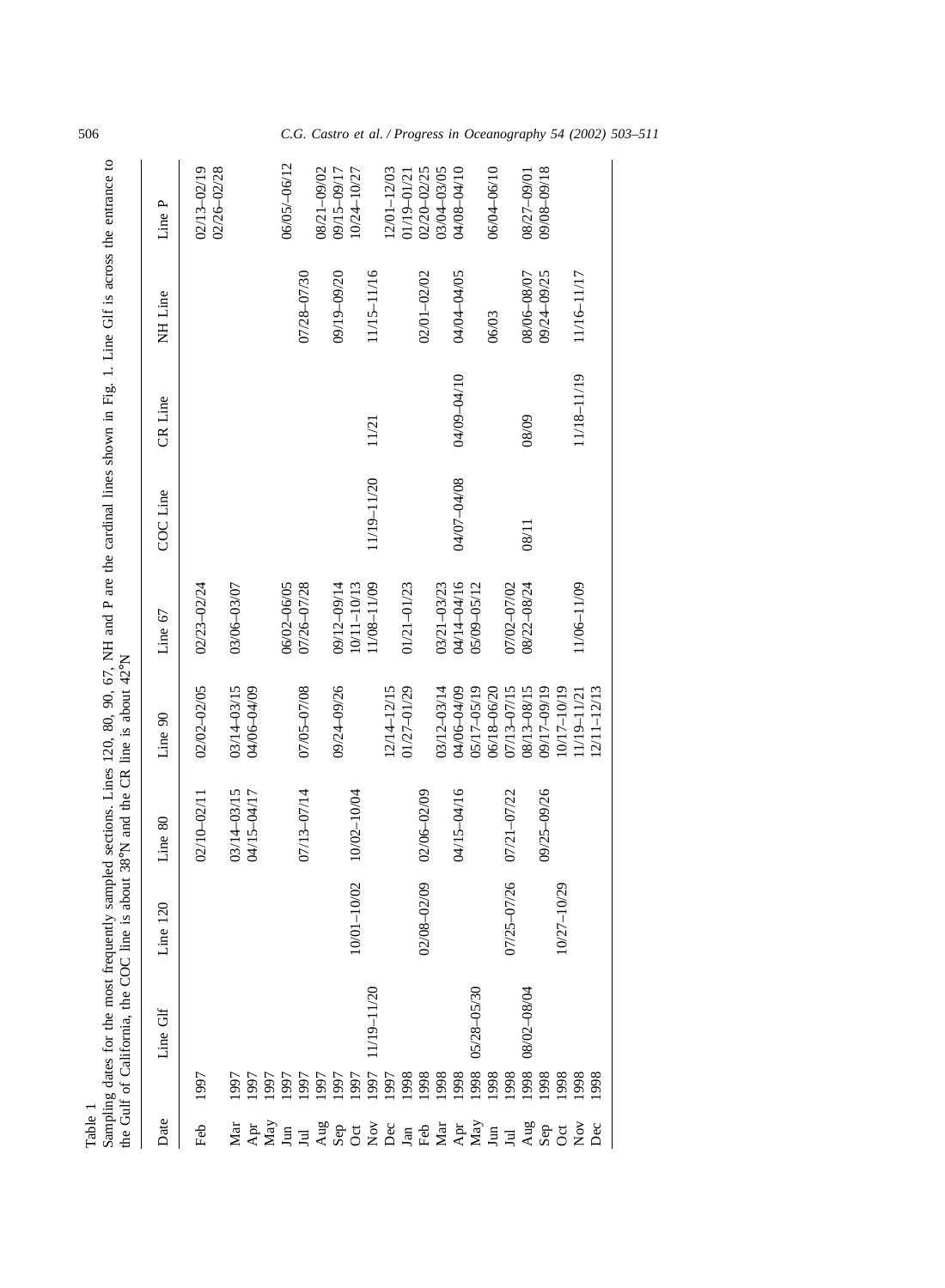Table 1
Sampling dates for the most frequently sampled sections. Lines 120, 80, 90, 67, NH and P are the cardinal lines shown in Fig. 1. Line Glf is across the entrance to the Gulf of California, the COC line is about 38°N and the CR line is about 42°N

| Date | | Line Glf | Line 120 | Line 80 | Line 90 | Line 67 | COC Line | CR Line | NH Line | Line P |
|---|---|---|---|---|---|---|---|---|---|---|
| Feb | 1997 | | | 02/10–02/11 | 02/02–02/05 | 02/23–02/24 | | | | 02/13–02/19, 02/26–02/28 |
| Mar | 1997 | | | 03/14–03/15 | 03/14–03/15 | 03/06–03/07 | | | | |
| Apr | 1997 | | | 04/15–04/17 | 04/06–04/09 | | | | | |
| May | 1997 | | | | | | | | | |
| Jun | 1997 | | | | | 06/02–06/05 | | | | 06/05/–06/12 |
| Jul | 1997 | | | 07/13–07/14 | 07/05–07/08 | 07/26–07/28 | | | 07/28–07/30 | |
| Aug | 1997 | | | | | | | | | 08/21–09/02 |
| Sep | 1997 | | | | 09/24–09/26 | 09/12–09/14 | | | 09/19–09/20 | 09/15–09/17 |
| Oct | 1997 | | 10/01–10/02 | 10/02–10/04 | | 10/11–10/13 | | | | 10/24–10/27 |
| Nov | 1997 | 11/19–11/20 | | | | 11/08–11/09 | 11/19–11/20 | 11/21 | 11/15–11/16 | |
| Dec | 1997 | | | | 12/14–12/15 | | | | | 12/01–12/03 |
| Jan | 1998 | | | | 01/27–01/29 | 01/21–01/23 | | | | 01/19–01/21 |
| Feb | 1998 | | 02/08–02/09 | 02/06–02/09 | | | | | 02/01–02/02 | 02/20–02/25 |
| Mar | 1998 | | | | 03/12–03/14 | 03/21–03/23 | | | | 03/04–03/05 |
| Apr | 1998 | | | 04/15–04/16 | 04/06–04/09 | 04/14–04/16 | 04/07–04/08 | 04/09–04/10 | 04/04–04/05 | 04/08–04/10 |
| May | 1998 | 05/28–05/30 | | | 05/17–05/19 | 05/09–05/12 | | | | |
| Jun | 1998 | | | | 06/18–06/20 | | | | 06/03 | 06/04–06/10 |
| Jul | 1998 | | 07/25–07/26 | 07/21–07/22 | 07/13–07/15 | 07/02–07/02 | | | | |
| Aug | 1998 | 08/02–08/04 | | | 08/13–08/15 | 08/22–08/24 | 08/11 | 08/09 | 08/06–08/07 | 08/27–09/01 |
| Sep | 1998 | | | 09/25–09/26 | 09/17–09/19 | | | | 09/24–09/25 | 09/08–09/18 |
| Oct | 1998 | | 10/27–10/29 | | 10/17–10/19 | | | | | |
| Nov | 1998 | | | | 11/19–11/21 | 11/06–11/09 | | 11/18–11/19 | 11/16–11/17 | |
| Dec | 1998 | | | | 12/11–12/13 | | | | | |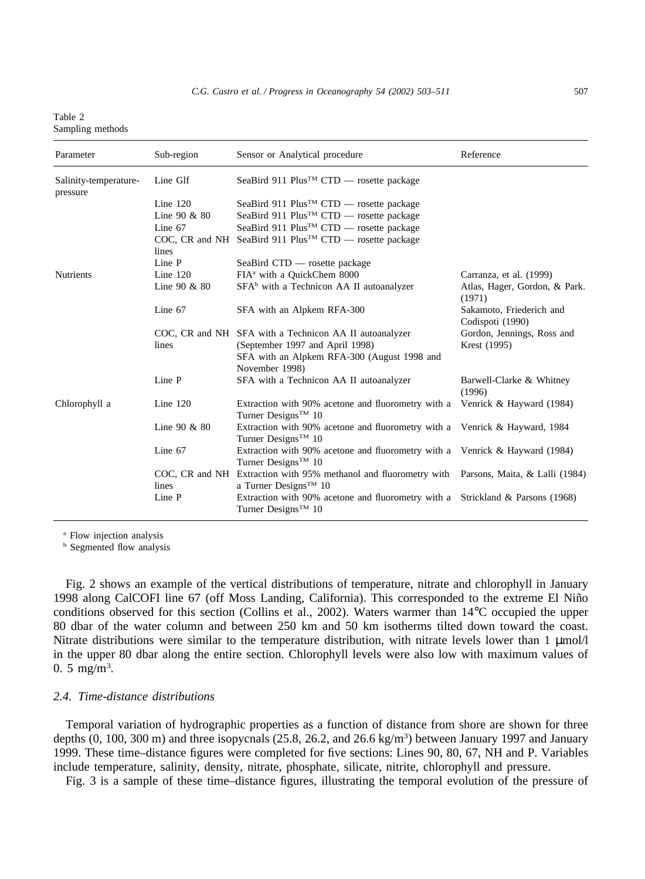Table 2
Sampling methods

| Parameter | Sub-region | Sensor or Analytical procedure | Reference |
| --- | --- | --- | --- |
| Salinity-temperature-pressure | Line Glf | SeaBird 911 Plus™ CTD — rosette package | |
| | Line 120 | SeaBird 911 Plus™ CTD — rosette package | |
| | Line 90 & 80 | SeaBird 911 Plus™ CTD — rosette package | |
| | Line 67 | SeaBird 911 Plus™ CTD — rosette package | |
| | COC, CR and NH lines | SeaBird 911 Plus™ CTD — rosette package | |
| | Line P | SeaBird CTD — rosette package | |
| Nutrients | Line 120 | FIA[a] with a QuickChem 8000 | Carranza, et al. (1999) |
| | Line 90 & 80 | SFA[b] with a Technicon AA II autoanalyzer | Atlas, Hager, Gordon, & Park. (1971) |
| | Line 67 | SFA with an Alpkem RFA-300 | Sakamoto, Friederich and Codispoti (1990) |
| | COC, CR and NH lines | SFA with a Technicon AA II autoanalyzer (September 1997 and April 1998) SFA with an Alpkem RFA-300 (August 1998 and November 1998) | Gordon, Jennings, Ross and Krest (1995) |
| | Line P | SFA with a Technicon AA II autoanalyzer | Barwell-Clarke & Whitney (1996) |
| Chlorophyll a | Line 120 | Extraction with 90% acetone and fluorometry with a Turner Designs™ 10 | Venrick & Hayward (1984) |
| | Line 90 & 80 | Extraction with 90% acetone and fluorometry with a Turner Designs™ 10 | Venrick & Hayward, 1984 |
| | Line 67 | Extraction with 90% acetone and fluorometry with a Turner Designs™ 10 | Venrick & Hayward (1984) |
| | COC, CR and NH lines | Extraction with 95% methanol and fluorometry with a Turner Designs™ 10 | Parsons, Maita, & Lalli (1984) |
| | Line P | Extraction with 90% acetone and fluorometry with a Turner Designs™ 10 | Strickland & Parsons (1968) |

[a] Flow injection analysis
[b] Segmented flow analysis

Fig. 2 shows an example of the vertical distributions of temperature, nitrate and chlorophyll in January 1998 along CalCOFI line 67 (off Moss Landing, California). This corresponded to the extreme El Niño conditions observed for this section (Collins et al., 2002). Waters warmer than 14°C occupied the upper 80 dbar of the water column and between 250 km and 50 km isotherms tilted down toward the coast. Nitrate distributions were similar to the temperature distribution, with nitrate levels lower than 1 μmol/l in the upper 80 dbar along the entire section. Chlorophyll levels were also low with maximum values of 0. 5 mg/m$^3$.

### 2.4. Time-distance distributions

Temporal variation of hydrographic properties as a function of distance from shore are shown for three depths (0, 100, 300 m) and three isopycnals (25.8, 26.2, and 26.6 kg/m$^3$) between January 1997 and January 1999. These time–distance figures were completed for five sections: Lines 90, 80, 67, NH and P. Variables include temperature, salinity, density, nitrate, phosphate, silicate, nitrite, chlorophyll and pressure.

Fig. 3 is a sample of these time–distance figures, illustrating the temporal evolution of the pressure of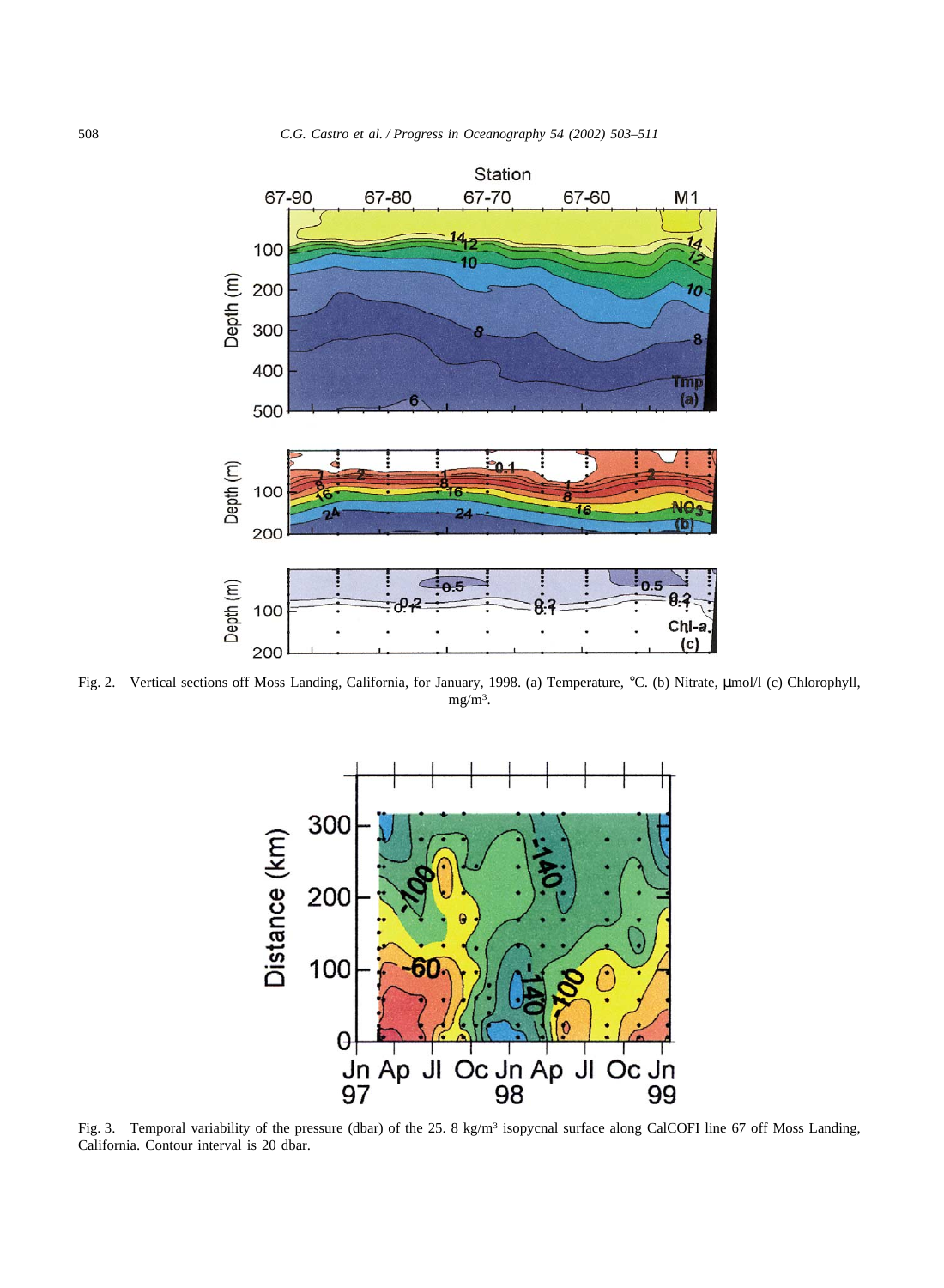Fig. 2. Vertical sections off Moss Landing, California, for January, 1998. (a) Temperature, °C. (b) Nitrate, μmol/l (c) Chlorophyll, mg/m$^3$.

Fig. 3. Temporal variability of the pressure (dbar) of the 25. 8 kg/m$^3$ isopycnal surface along CalCOFI line 67 off Moss Landing, California. Contour interval is 20 dbar.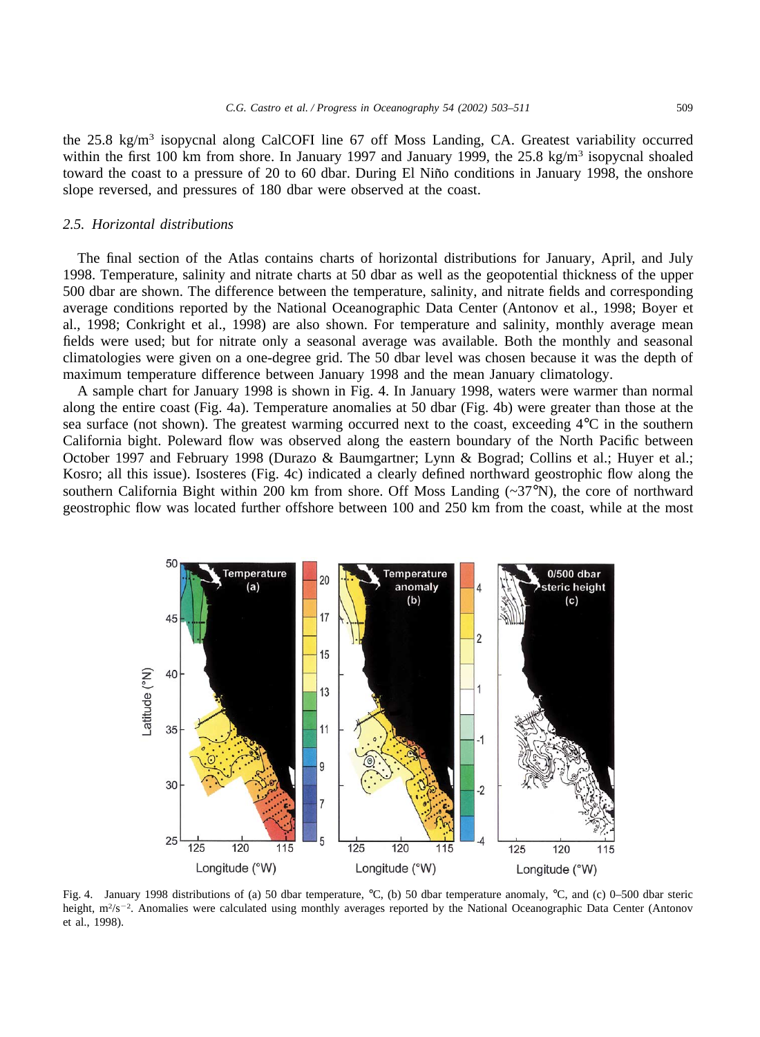the 25.8 kg/m$^3$ isopycnal along CalCOFI line 67 off Moss Landing, CA. Greatest variability occurred within the first 100 km from shore. In January 1997 and January 1999, the 25.8 kg/m$^3$ isopycnal shoaled toward the coast to a pressure of 20 to 60 dbar. During El Niño conditions in January 1998, the onshore slope reversed, and pressures of 180 dbar were observed at the coast.

### 2.5. *Horizontal distributions*

The final section of the Atlas contains charts of horizontal distributions for January, April, and July 1998. Temperature, salinity and nitrate charts at 50 dbar as well as the geopotential thickness of the upper 500 dbar are shown. The difference between the temperature, salinity, and nitrate fields and corresponding average conditions reported by the National Oceanographic Data Center (Antonov et al., 1998; Boyer et al., 1998; Conkright et al., 1998) are also shown. For temperature and salinity, monthly average mean fields were used; but for nitrate only a seasonal average was available. Both the monthly and seasonal climatologies were given on a one-degree grid. The 50 dbar level was chosen because it was the depth of maximum temperature difference between January 1998 and the mean January climatology.

A sample chart for January 1998 is shown in Fig. 4. In January 1998, waters were warmer than normal along the entire coast (Fig. 4a). Temperature anomalies at 50 dbar (Fig. 4b) were greater than those at the sea surface (not shown). The greatest warming occurred next to the coast, exceeding 4°C in the southern California bight. Poleward flow was observed along the eastern boundary of the North Pacific between October 1997 and February 1998 (Durazo & Baumgartner; Lynn & Bograd; Collins et al.; Huyer et al.; Kosro; all this issue). Isosteres (Fig. 4c) indicated a clearly defined northward geostrophic flow along the southern California Bight within 200 km from shore. Off Moss Landing (~37°N), the core of northward geostrophic flow was located further offshore between 100 and 250 km from the coast, while at the most

Fig. 4. January 1998 distributions of (a) 50 dbar temperature, °C, (b) 50 dbar temperature anomaly, °C, and (c) 0–500 dbar steric height, m$^2$/s$^{-2}$. Anomalies were calculated using monthly averages reported by the National Oceanographic Data Center (Antonov et al., 1998).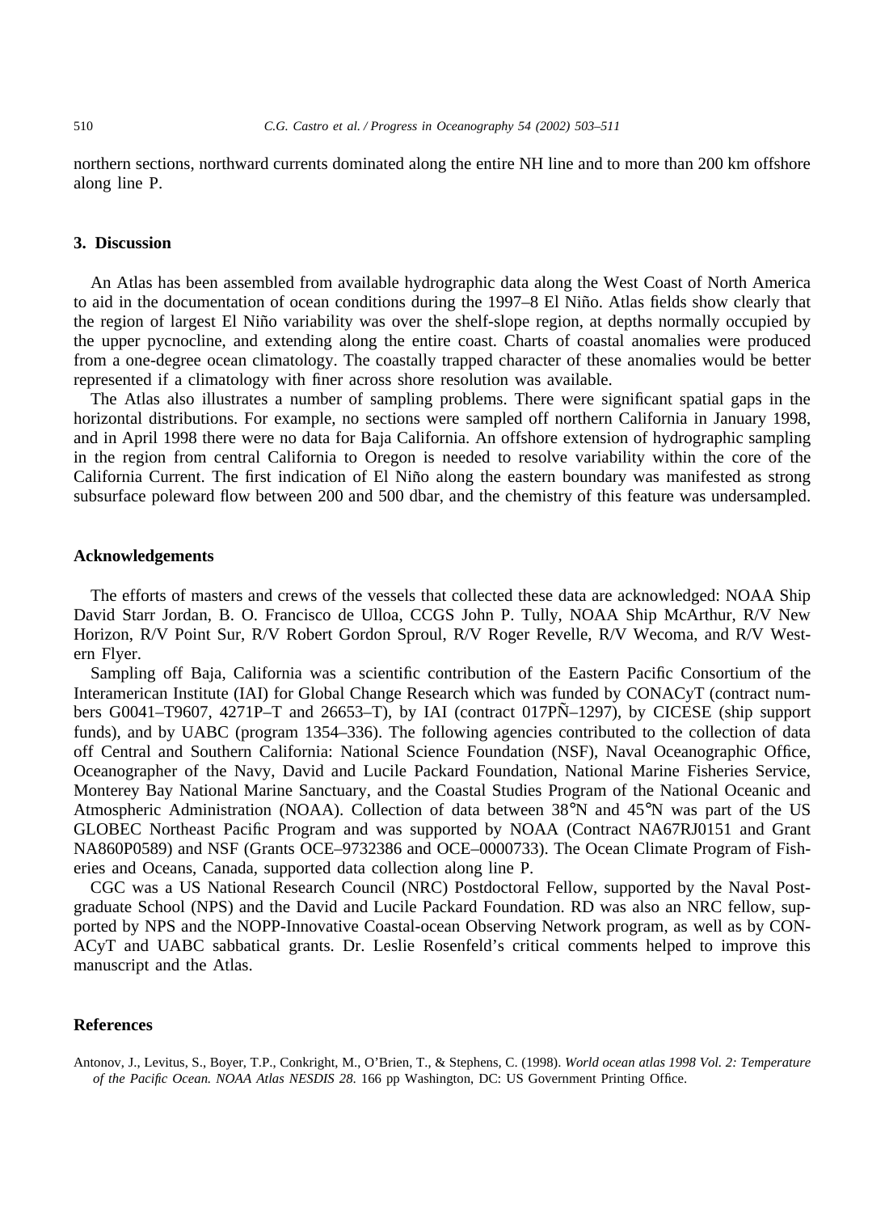northern sections, northward currents dominated along the entire NH line and to more than 200 km offshore along line P.

## 3. Discussion

An Atlas has been assembled from available hydrographic data along the West Coast of North America to aid in the documentation of ocean conditions during the 1997–8 El Niño. Atlas fields show clearly that the region of largest El Niño variability was over the shelf-slope region, at depths normally occupied by the upper pycnocline, and extending along the entire coast. Charts of coastal anomalies were produced from a one-degree ocean climatology. The coastally trapped character of these anomalies would be better represented if a climatology with finer across shore resolution was available.

The Atlas also illustrates a number of sampling problems. There were significant spatial gaps in the horizontal distributions. For example, no sections were sampled off northern California in January 1998, and in April 1998 there were no data for Baja California. An offshore extension of hydrographic sampling in the region from central California to Oregon is needed to resolve variability within the core of the California Current. The first indication of El Niño along the eastern boundary was manifested as strong subsurface poleward flow between 200 and 500 dbar, and the chemistry of this feature was undersampled.

## Acknowledgements

The efforts of masters and crews of the vessels that collected these data are acknowledged: NOAA Ship David Starr Jordan, B. O. Francisco de Ulloa, CCGS John P. Tully, NOAA Ship McArthur, R/V New Horizon, R/V Point Sur, R/V Robert Gordon Sproul, R/V Roger Revelle, R/V Wecoma, and R/V Western Flyer.

Sampling off Baja, California was a scientific contribution of the Eastern Pacific Consortium of the Interamerican Institute (IAI) for Global Change Research which was funded by CONACyT (contract numbers G0041–T9607, 4271P–T and 26653–T), by IAI (contract 017PÑ–1297), by CICESE (ship support funds), and by UABC (program 1354–336). The following agencies contributed to the collection of data off Central and Southern California: National Science Foundation (NSF), Naval Oceanographic Office, Oceanographer of the Navy, David and Lucile Packard Foundation, National Marine Fisheries Service, Monterey Bay National Marine Sanctuary, and the Coastal Studies Program of the National Oceanic and Atmospheric Administration (NOAA). Collection of data between 38°N and 45°N was part of the US GLOBEC Northeast Pacific Program and was supported by NOAA (Contract NA67RJ0151 and Grant NA860P0589) and NSF (Grants OCE–9732386 and OCE–0000733). The Ocean Climate Program of Fisheries and Oceans, Canada, supported data collection along line P.

CGC was a US National Research Council (NRC) Postdoctoral Fellow, supported by the Naval Postgraduate School (NPS) and the David and Lucile Packard Foundation. RD was also an NRC fellow, supported by NPS and the NOPP-Innovative Coastal-ocean Observing Network program, as well as by CONACyT and UABC sabbatical grants. Dr. Leslie Rosenfeld's critical comments helped to improve this manuscript and the Atlas.

## References

Antonov, J., Levitus, S., Boyer, T.P., Conkright, M., O'Brien, T., & Stephens, C. (1998). *World ocean atlas 1998 Vol. 2: Temperature of the Pacific Ocean. NOAA Atlas NESDIS 28*. 166 pp Washington, DC: US Government Printing Office.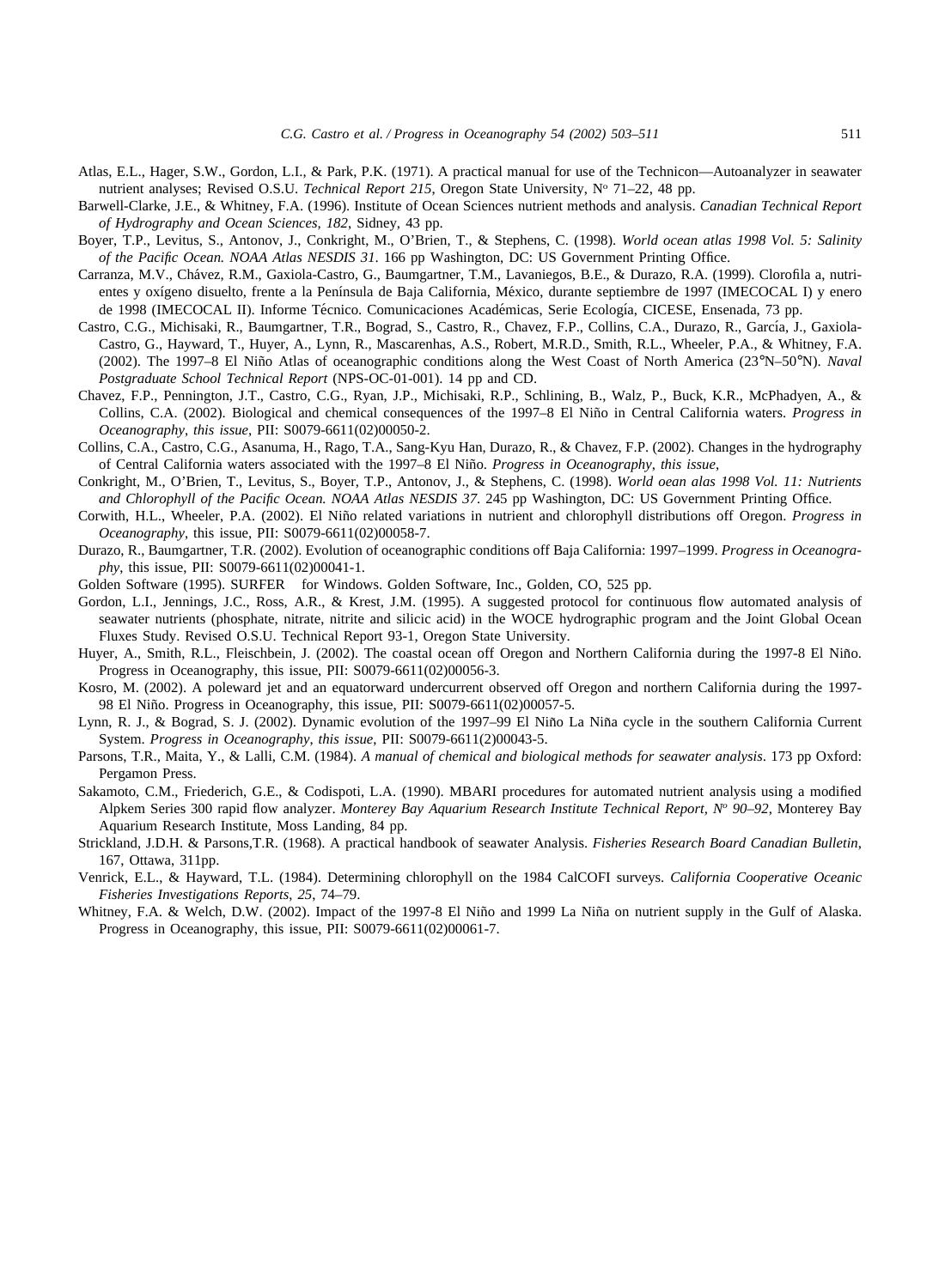Atlas, E.L., Hager, S.W., Gordon, L.I., & Park, P.K. (1971). A practical manual for use of the Technicon—Autoanalyzer in seawater nutrient analyses; Revised O.S.U. *Technical Report 215*, Oregon State University, N° 71–22, 48 pp.

Barwell-Clarke, J.E., & Whitney, F.A. (1996). Institute of Ocean Sciences nutrient methods and analysis. *Canadian Technical Report of Hydrography and Ocean Sciences, 182*, Sidney, 43 pp.

Boyer, T.P., Levitus, S., Antonov, J., Conkright, M., O'Brien, T., & Stephens, C. (1998). *World ocean atlas 1998 Vol. 5: Salinity of the Pacific Ocean. NOAA Atlas NESDIS 31*. 166 pp Washington, DC: US Government Printing Office.

Carranza, M.V., Chávez, R.M., Gaxiola-Castro, G., Baumgartner, T.M., Lavaniegos, B.E., & Durazo, R.A. (1999). Clorofila a, nutrientes y oxígeno disuelto, frente a la Península de Baja California, México, durante septiembre de 1997 (IMECOCAL I) y enero de 1998 (IMECOCAL II). Informe Técnico. Comunicaciones Académicas, Serie Ecología, CICESE, Ensenada, 73 pp.

Castro, C.G., Michisaki, R., Baumgartner, T.R., Bograd, S., Castro, R., Chavez, F.P., Collins, C.A., Durazo, R., García, J., Gaxiola-Castro, G., Hayward, T., Huyer, A., Lynn, R., Mascarenhas, A.S., Robert, M.R.D., Smith, R.L., Wheeler, P.A., & Whitney, F.A. (2002). The 1997–8 El Niño Atlas of oceanographic conditions along the West Coast of North America (23°N–50°N). *Naval Postgraduate School Technical Report* (NPS-OC-01-001). 14 pp and CD.

Chavez, F.P., Pennington, J.T., Castro, C.G., Ryan, J.P., Michisaki, R.P., Schlining, B., Walz, P., Buck, K.R., McPhadyen, A., & Collins, C.A. (2002). Biological and chemical consequences of the 1997–8 El Niño in Central California waters. *Progress in Oceanography, this issue*, PII: S0079-6611(02)00050-2.

Collins, C.A., Castro, C.G., Asanuma, H., Rago, T.A., Sang-Kyu Han, Durazo, R., & Chavez, F.P. (2002). Changes in the hydrography of Central California waters associated with the 1997–8 El Niño. *Progress in Oceanography, this issue*,

Conkright, M., O'Brien, T., Levitus, S., Boyer, T.P., Antonov, J., & Stephens, C. (1998). *World oean alas 1998 Vol. 11: Nutrients and Chlorophyll of the Pacific Ocean. NOAA Atlas NESDIS 37*. 245 pp Washington, DC: US Government Printing Office.

Corwith, H.L., Wheeler, P.A. (2002). El Niño related variations in nutrient and chlorophyll distributions off Oregon. *Progress in Oceanography*, this issue, PII: S0079-6611(02)00058-7.

Durazo, R., Baumgartner, T.R. (2002). Evolution of oceanographic conditions off Baja California: 1997–1999. *Progress in Oceanography*, this issue, PII: S0079-6611(02)00041-1.

Golden Software (1995). SURFER for Windows. Golden Software, Inc., Golden, CO, 525 pp.

Gordon, L.I., Jennings, J.C., Ross, A.R., & Krest, J.M. (1995). A suggested protocol for continuous flow automated analysis of seawater nutrients (phosphate, nitrate, nitrite and silicic acid) in the WOCE hydrographic program and the Joint Global Ocean Fluxes Study. Revised O.S.U. Technical Report 93-1, Oregon State University.

Huyer, A., Smith, R.L., Fleischbein, J. (2002). The coastal ocean off Oregon and Northern California during the 1997-8 El Niño. Progress in Oceanography, this issue, PII: S0079-6611(02)00056-3.

Kosro, M. (2002). A poleward jet and an equatorward undercurrent observed off Oregon and northern California during the 1997-98 El Niño. Progress in Oceanography, this issue, PII: S0079-6611(02)00057-5.

Lynn, R. J., & Bograd, S. J. (2002). Dynamic evolution of the 1997–99 El Niño La Niña cycle in the southern California Current System. *Progress in Oceanography, this issue*, PII: S0079-6611(2)00043-5.

Parsons, T.R., Maita, Y., & Lalli, C.M. (1984). *A manual of chemical and biological methods for seawater analysis*. 173 pp Oxford: Pergamon Press.

Sakamoto, C.M., Friederich, G.E., & Codispoti, L.A. (1990). MBARI procedures for automated nutrient analysis using a modified Alpkem Series 300 rapid flow analyzer. *Monterey Bay Aquarium Research Institute Technical Report, N° 90–92*, Monterey Bay Aquarium Research Institute, Moss Landing, 84 pp.

Strickland, J.D.H. & Parsons,T.R. (1968). A practical handbook of seawater Analysis. *Fisheries Research Board Canadian Bulletin*, 167, Ottawa, 311pp.

Venrick, E.L., & Hayward, T.L. (1984). Determining chlorophyll on the 1984 CalCOFI surveys. *California Cooperative Oceanic Fisheries Investigations Reports, 25*, 74–79.

Whitney, F.A. & Welch, D.W. (2002). Impact of the 1997-8 El Niño and 1999 La Niña on nutrient supply in the Gulf of Alaska. Progress in Oceanography, this issue, PII: S0079-6611(02)00061-7.